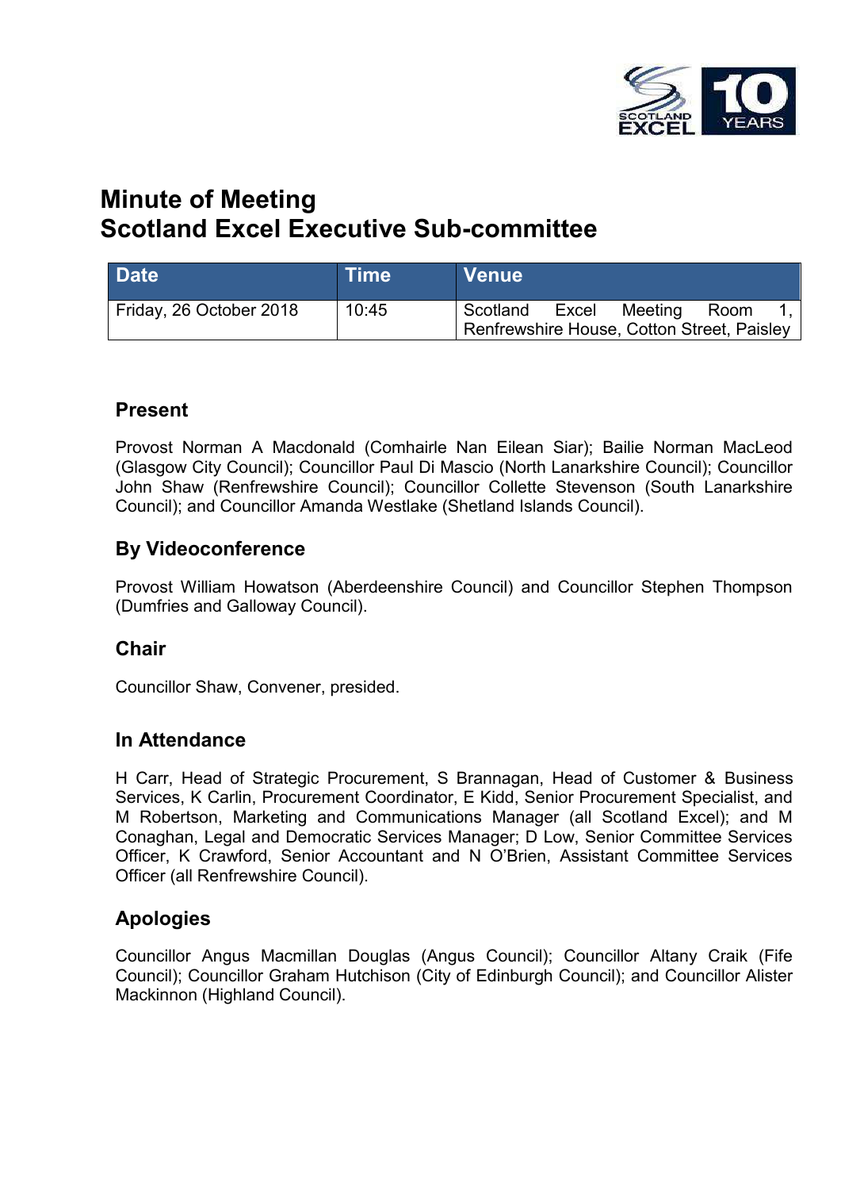# Minute of Meeting
# Scotland Excel Executive Sub-committee

| Date | Time | Venue |
|---|---|---|
| Friday, 26 October 2018 | 10:45 | Scotland Excel Meeting Room 1, Renfrewshire House, Cotton Street, Paisley |

## Present

Provost Norman A Macdonald (Comhairle Nan Eilean Siar); Bailie Norman MacLeod (Glasgow City Council); Councillor Paul Di Mascio (North Lanarkshire Council); Councillor John Shaw (Renfrewshire Council); Councillor Collette Stevenson (South Lanarkshire Council); and Councillor Amanda Westlake (Shetland Islands Council).

## By Videoconference

Provost William Howatson (Aberdeenshire Council) and Councillor Stephen Thompson (Dumfries and Galloway Council).

## Chair

Councillor Shaw, Convener, presided.

## In Attendance

H Carr, Head of Strategic Procurement, S Brannagan, Head of Customer & Business Services, K Carlin, Procurement Coordinator, E Kidd, Senior Procurement Specialist, and M Robertson, Marketing and Communications Manager (all Scotland Excel); and M Conaghan, Legal and Democratic Services Manager; D Low, Senior Committee Services Officer, K Crawford, Senior Accountant and N O'Brien, Assistant Committee Services Officer (all Renfrewshire Council).

## Apologies

Councillor Angus Macmillan Douglas (Angus Council); Councillor Altany Craik (Fife Council); Councillor Graham Hutchison (City of Edinburgh Council); and Councillor Alister Mackinnon (Highland Council).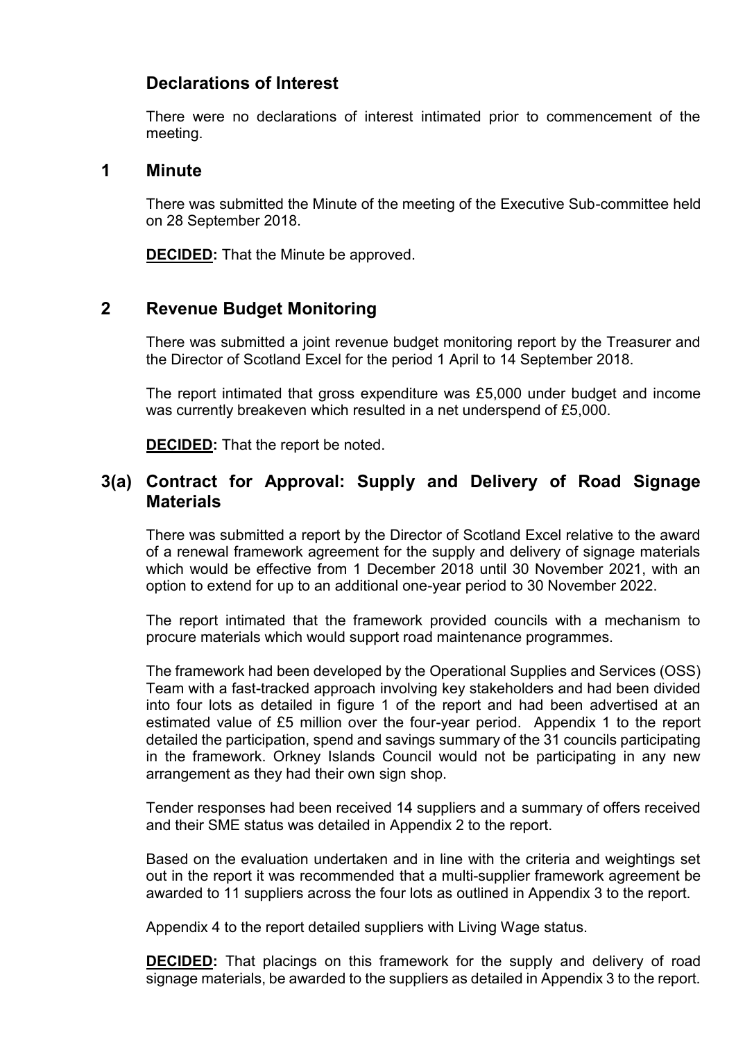## Declarations of Interest

There were no declarations of interest intimated prior to commencement of the meeting.

## 1 Minute

There was submitted the Minute of the meeting of the Executive Sub-committee held on 28 September 2018.

**DECIDED:** That the Minute be approved.

## 2 Revenue Budget Monitoring

There was submitted a joint revenue budget monitoring report by the Treasurer and the Director of Scotland Excel for the period 1 April to 14 September 2018.

The report intimated that gross expenditure was £5,000 under budget and income was currently breakeven which resulted in a net underspend of £5,000.

**DECIDED:** That the report be noted.

## 3(a) Contract for Approval: Supply and Delivery of Road Signage Materials

There was submitted a report by the Director of Scotland Excel relative to the award of a renewal framework agreement for the supply and delivery of signage materials which would be effective from 1 December 2018 until 30 November 2021, with an option to extend for up to an additional one-year period to 30 November 2022.

The report intimated that the framework provided councils with a mechanism to procure materials which would support road maintenance programmes.

The framework had been developed by the Operational Supplies and Services (OSS) Team with a fast-tracked approach involving key stakeholders and had been divided into four lots as detailed in figure 1 of the report and had been advertised at an estimated value of £5 million over the four-year period. Appendix 1 to the report detailed the participation, spend and savings summary of the 31 councils participating in the framework. Orkney Islands Council would not be participating in any new arrangement as they had their own sign shop.

Tender responses had been received 14 suppliers and a summary of offers received and their SME status was detailed in Appendix 2 to the report.

Based on the evaluation undertaken and in line with the criteria and weightings set out in the report it was recommended that a multi-supplier framework agreement be awarded to 11 suppliers across the four lots as outlined in Appendix 3 to the report.

Appendix 4 to the report detailed suppliers with Living Wage status.

**DECIDED:** That placings on this framework for the supply and delivery of road signage materials, be awarded to the suppliers as detailed in Appendix 3 to the report.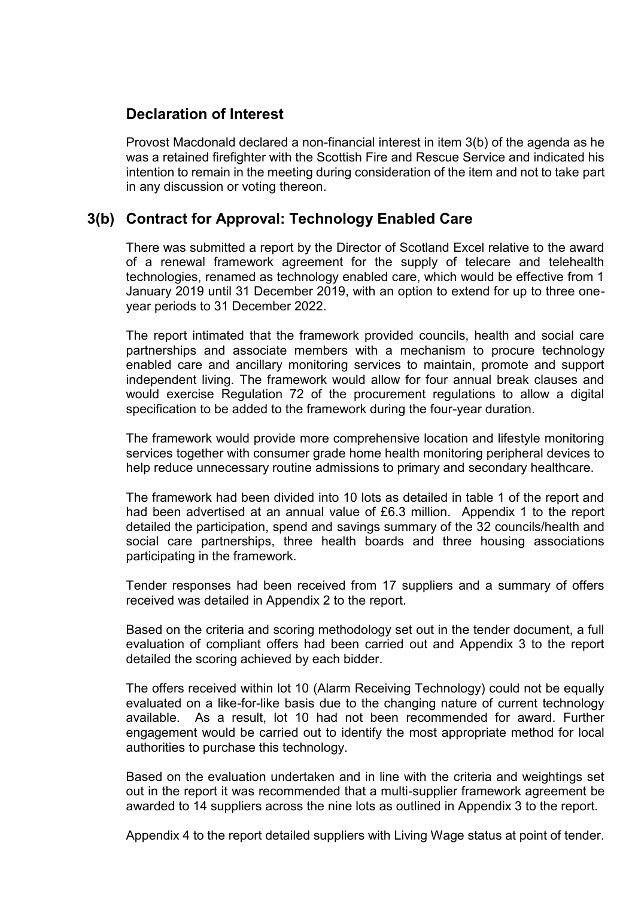## Declaration of Interest

Provost Macdonald declared a non-financial interest in item 3(b) of the agenda as he was a retained firefighter with the Scottish Fire and Rescue Service and indicated his intention to remain in the meeting during consideration of the item and not to take part in any discussion or voting thereon.

## 3(b) Contract for Approval: Technology Enabled Care

There was submitted a report by the Director of Scotland Excel relative to the award of a renewal framework agreement for the supply of telecare and telehealth technologies, renamed as technology enabled care, which would be effective from 1 January 2019 until 31 December 2019, with an option to extend for up to three one-year periods to 31 December 2022.

The report intimated that the framework provided councils, health and social care partnerships and associate members with a mechanism to procure technology enabled care and ancillary monitoring services to maintain, promote and support independent living. The framework would allow for four annual break clauses and would exercise Regulation 72 of the procurement regulations to allow a digital specification to be added to the framework during the four-year duration.

The framework would provide more comprehensive location and lifestyle monitoring services together with consumer grade home health monitoring peripheral devices to help reduce unnecessary routine admissions to primary and secondary healthcare.

The framework had been divided into 10 lots as detailed in table 1 of the report and had been advertised at an annual value of £6.3 million. Appendix 1 to the report detailed the participation, spend and savings summary of the 32 councils/health and social care partnerships, three health boards and three housing associations participating in the framework.

Tender responses had been received from 17 suppliers and a summary of offers received was detailed in Appendix 2 to the report.

Based on the criteria and scoring methodology set out in the tender document, a full evaluation of compliant offers had been carried out and Appendix 3 to the report detailed the scoring achieved by each bidder.

The offers received within lot 10 (Alarm Receiving Technology) could not be equally evaluated on a like-for-like basis due to the changing nature of current technology available. As a result, lot 10 had not been recommended for award. Further engagement would be carried out to identify the most appropriate method for local authorities to purchase this technology.

Based on the evaluation undertaken and in line with the criteria and weightings set out in the report it was recommended that a multi-supplier framework agreement be awarded to 14 suppliers across the nine lots as outlined in Appendix 3 to the report.

Appendix 4 to the report detailed suppliers with Living Wage status at point of tender.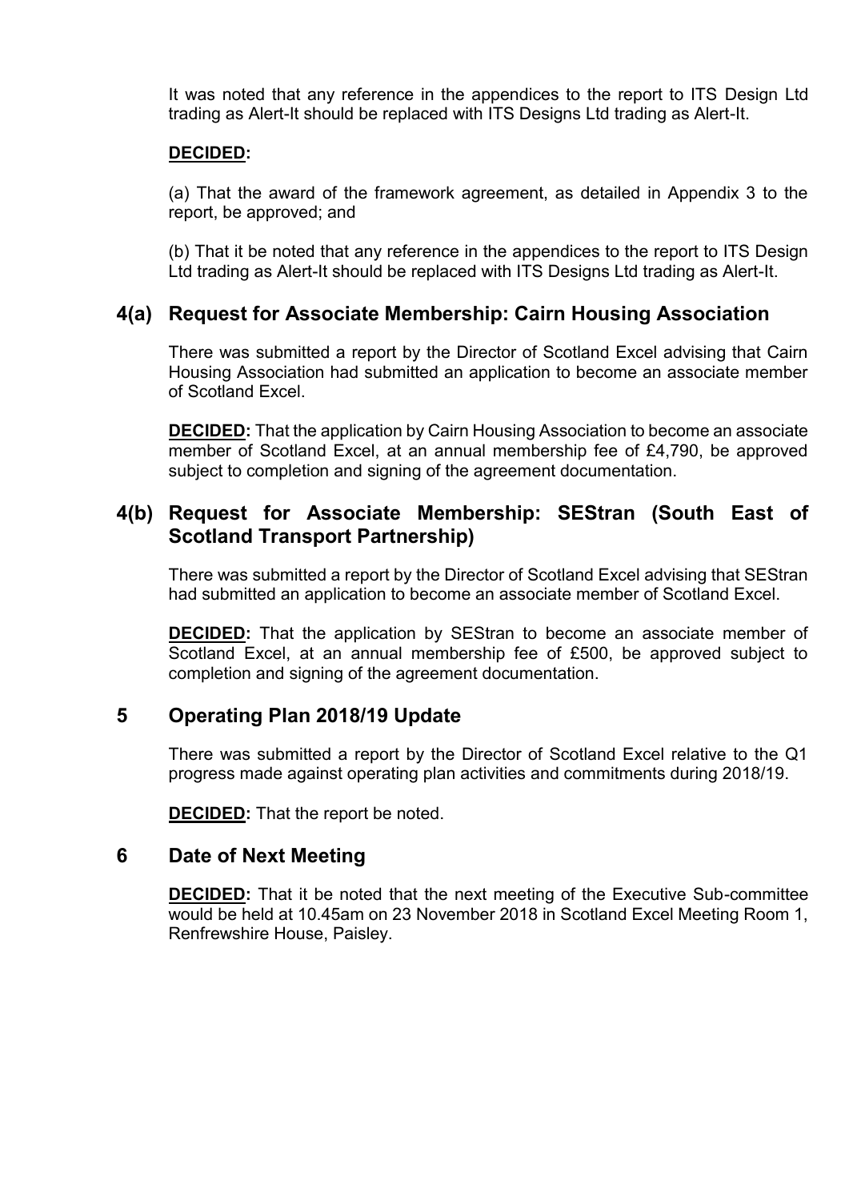It was noted that any reference in the appendices to the report to ITS Design Ltd trading as Alert-It should be replaced with ITS Designs Ltd trading as Alert-It.

**DECIDED:**

(a) That the award of the framework agreement, as detailed in Appendix 3 to the report, be approved; and

(b) That it be noted that any reference in the appendices to the report to ITS Design Ltd trading as Alert-It should be replaced with ITS Designs Ltd trading as Alert-It.

## 4(a) Request for Associate Membership: Cairn Housing Association

There was submitted a report by the Director of Scotland Excel advising that Cairn Housing Association had submitted an application to become an associate member of Scotland Excel.

**DECIDED:** That the application by Cairn Housing Association to become an associate member of Scotland Excel, at an annual membership fee of £4,790, be approved subject to completion and signing of the agreement documentation.

## 4(b) Request for Associate Membership: SEStran (South East of Scotland Transport Partnership)

There was submitted a report by the Director of Scotland Excel advising that SEStran had submitted an application to become an associate member of Scotland Excel.

**DECIDED:** That the application by SEStran to become an associate member of Scotland Excel, at an annual membership fee of £500, be approved subject to completion and signing of the agreement documentation.

## 5 Operating Plan 2018/19 Update

There was submitted a report by the Director of Scotland Excel relative to the Q1 progress made against operating plan activities and commitments during 2018/19.

**DECIDED:** That the report be noted.

## 6 Date of Next Meeting

**DECIDED:** That it be noted that the next meeting of the Executive Sub-committee would be held at 10.45am on 23 November 2018 in Scotland Excel Meeting Room 1, Renfrewshire House, Paisley.